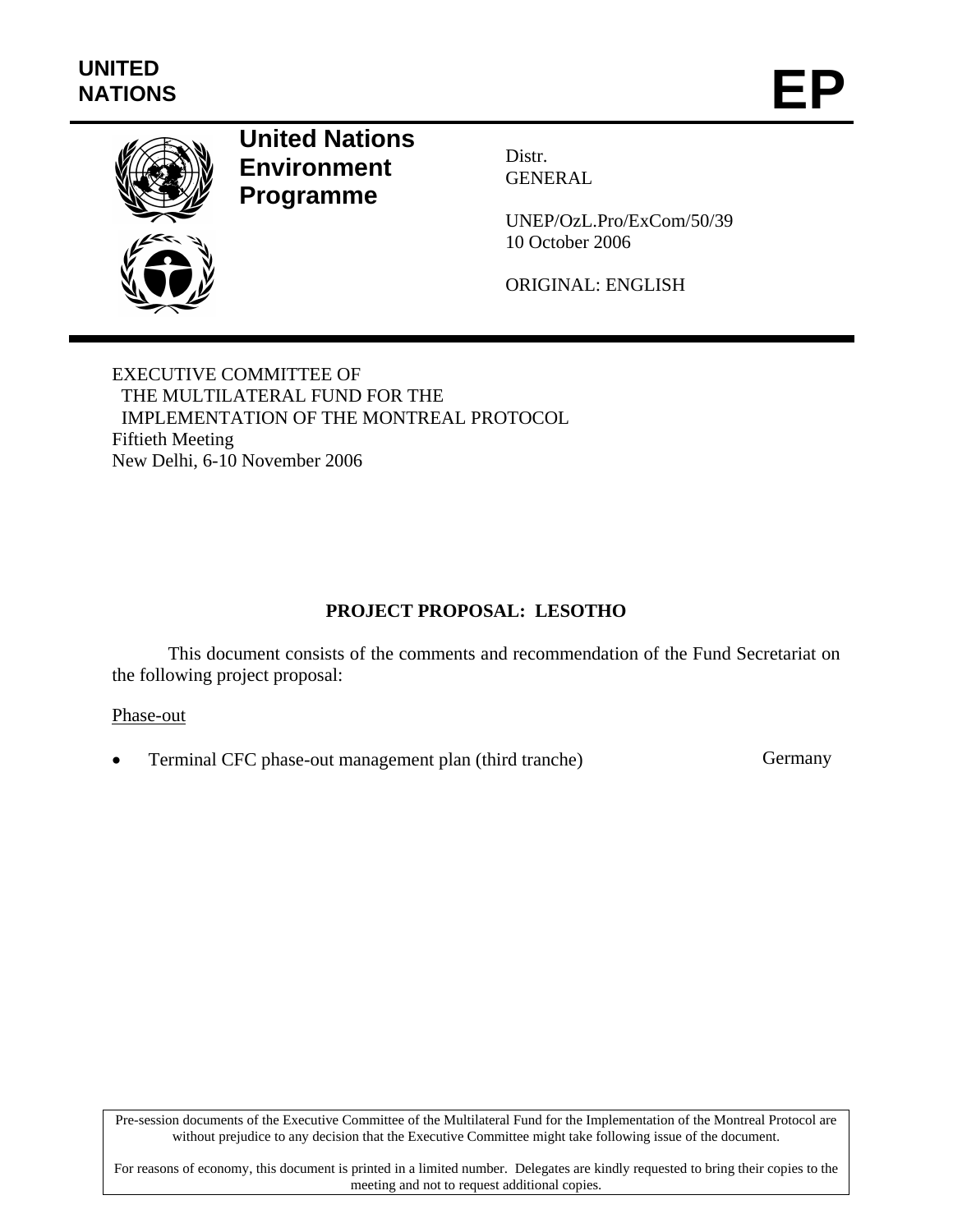UNITED NATIONS

**EP**

# United Nations Environment Programme

Distr.
GENERAL

UNEP/OzL.Pro/ExCom/50/39
10 October 2006

ORIGINAL: ENGLISH

EXECUTIVE COMMITTEE OF
THE MULTILATERAL FUND FOR THE
IMPLEMENTATION OF THE MONTREAL PROTOCOL
Fiftieth Meeting
New Delhi, 6-10 November 2006

## PROJECT PROPOSAL: LESOTHO

This document consists of the comments and recommendation of the Fund Secretariat on the following project proposal:

Phase-out

- Terminal CFC phase-out management plan (third tranche) — Germany

Pre-session documents of the Executive Committee of the Multilateral Fund for the Implementation of the Montreal Protocol are without prejudice to any decision that the Executive Committee might take following issue of the document.

For reasons of economy, this document is printed in a limited number. Delegates are kindly requested to bring their copies to the meeting and not to request additional copies.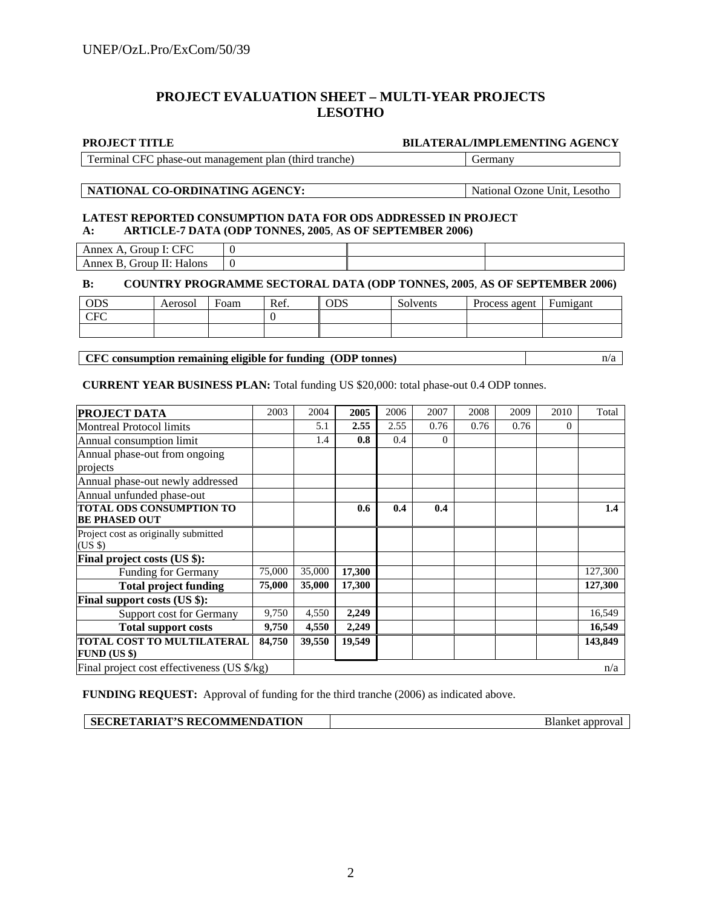# PROJECT EVALUATION SHEET – MULTI-YEAR PROJECTS
# LESOTHO

| PROJECT TITLE | BILATERAL/IMPLEMENTING AGENCY |
|---|---|
| Terminal CFC phase-out management plan (third tranche) | Germany |

| NATIONAL CO-ORDINATING AGENCY: | National Ozone Unit, Lesotho |
|---|---|

**LATEST REPORTED CONSUMPTION DATA FOR ODS ADDRESSED IN PROJECT**
**A: ARTICLE-7 DATA (ODP TONNES, 2005, AS OF SEPTEMBER 2006)**

| | | | |
|---|---|---|---|
| Annex A, Group I: CFC | 0 | | |
| Annex B, Group II: Halons | 0 | | |

**B: COUNTRY PROGRAMME SECTORAL DATA (ODP TONNES, 2005, AS OF SEPTEMBER 2006)**

| ODS | Aerosol | Foam | Ref. | ODS | Solvents | Process agent | Fumigant |
|---|---|---|---|---|---|---|---|
| CFC | | | 0 | | | | |
| | | | | | | | |

| CFC consumption remaining eligible for funding (ODP tonnes) | n/a |
|---|---|

**CURRENT YEAR BUSINESS PLAN:** Total funding US $20,000: total phase-out 0.4 ODP tonnes.

| PROJECT DATA | 2003 | 2004 | 2005 | 2006 | 2007 | 2008 | 2009 | 2010 | Total |
|---|---|---|---|---|---|---|---|---|---|
| Montreal Protocol limits | | 5.1 | **2.55** | 2.55 | 0.76 | 0.76 | 0.76 | 0 | |
| Annual consumption limit | | 1.4 | **0.8** | 0.4 | 0 | | | | |
| Annual phase-out from ongoing projects | | | | | | | | | |
| Annual phase-out newly addressed | | | | | | | | | |
| Annual unfunded phase-out | | | | | | | | | |
| **TOTAL ODS CONSUMPTION TO BE PHASED OUT** | | | **0.6** | **0.4** | **0.4** | | | | **1.4** |
| Project cost as originally submitted (US $) | | | | | | | | | |
| **Final project costs (US $):** | | | | | | | | | |
| Funding for Germany | 75,000 | 35,000 | **17,300** | | | | | | 127,300 |
| **Total project funding** | **75,000** | **35,000** | **17,300** | | | | | | **127,300** |
| **Final support costs (US $):** | | | | | | | | | |
| Support cost for Germany | 9,750 | 4,550 | **2,249** | | | | | | 16,549 |
| **Total support costs** | **9,750** | **4,550** | **2,249** | | | | | | **16,549** |
| **TOTAL COST TO MULTILATERAL FUND (US $)** | **84,750** | **39,550** | **19,549** | | | | | | **143,849** |
| Final project cost effectiveness (US $/kg) | | | | | | | | | n/a |

**FUNDING REQUEST:** Approval of funding for the third tranche (2006) as indicated above.

| SECRETARIAT'S RECOMMENDATION | Blanket approval |
|---|---|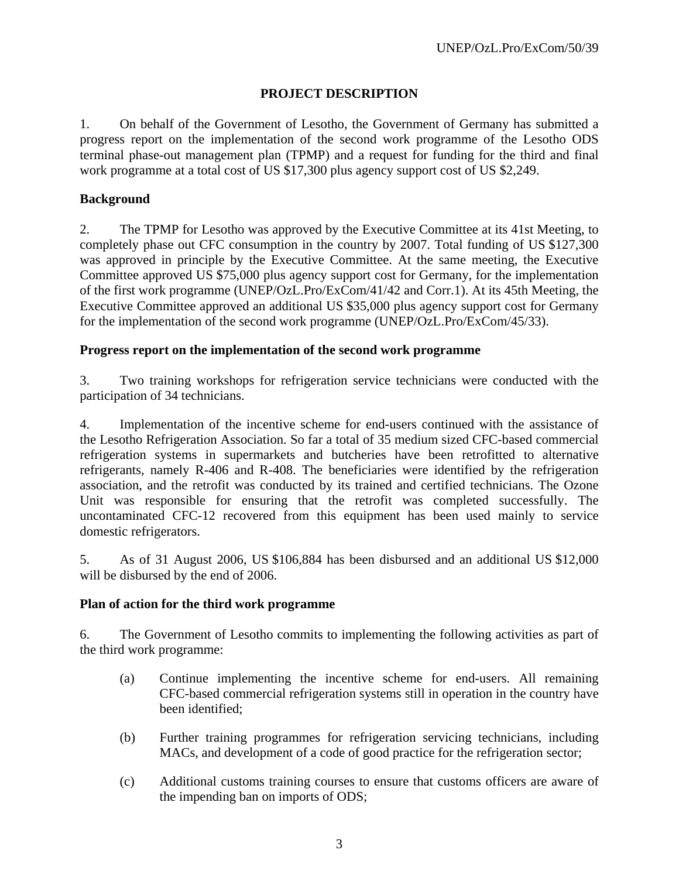## PROJECT DESCRIPTION

1. On behalf of the Government of Lesotho, the Government of Germany has submitted a progress report on the implementation of the second work programme of the Lesotho ODS terminal phase-out management plan (TPMP) and a request for funding for the third and final work programme at a total cost of US $17,300 plus agency support cost of US $2,249.

### Background

2. The TPMP for Lesotho was approved by the Executive Committee at its 41st Meeting, to completely phase out CFC consumption in the country by 2007. Total funding of US $127,300 was approved in principle by the Executive Committee. At the same meeting, the Executive Committee approved US $75,000 plus agency support cost for Germany, for the implementation of the first work programme (UNEP/OzL.Pro/ExCom/41/42 and Corr.1). At its 45th Meeting, the Executive Committee approved an additional US $35,000 plus agency support cost for Germany for the implementation of the second work programme (UNEP/OzL.Pro/ExCom/45/33).

### Progress report on the implementation of the second work programme

3. Two training workshops for refrigeration service technicians were conducted with the participation of 34 technicians.

4. Implementation of the incentive scheme for end-users continued with the assistance of the Lesotho Refrigeration Association. So far a total of 35 medium sized CFC-based commercial refrigeration systems in supermarkets and butcheries have been retrofitted to alternative refrigerants, namely R-406 and R-408. The beneficiaries were identified by the refrigeration association, and the retrofit was conducted by its trained and certified technicians. The Ozone Unit was responsible for ensuring that the retrofit was completed successfully. The uncontaminated CFC-12 recovered from this equipment has been used mainly to service domestic refrigerators.

5. As of 31 August 2006, US $106,884 has been disbursed and an additional US $12,000 will be disbursed by the end of 2006.

### Plan of action for the third work programme

6. The Government of Lesotho commits to implementing the following activities as part of the third work programme:

(a) Continue implementing the incentive scheme for end-users. All remaining CFC-based commercial refrigeration systems still in operation in the country have been identified;

(b) Further training programmes for refrigeration servicing technicians, including MACs, and development of a code of good practice for the refrigeration sector;

(c) Additional customs training courses to ensure that customs officers are aware of the impending ban on imports of ODS;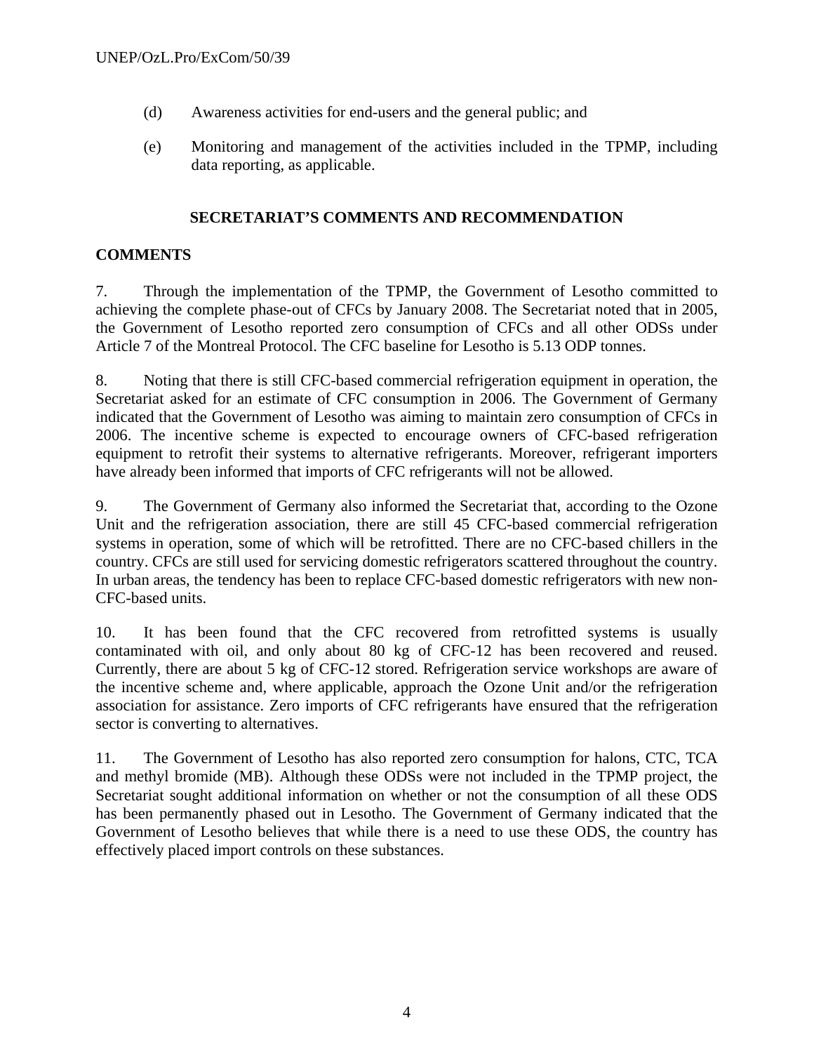(d) Awareness activities for end-users and the general public; and

(e) Monitoring and management of the activities included in the TPMP, including data reporting, as applicable.

## SECRETARIAT'S COMMENTS AND RECOMMENDATION

### COMMENTS

7. Through the implementation of the TPMP, the Government of Lesotho committed to achieving the complete phase-out of CFCs by January 2008. The Secretariat noted that in 2005, the Government of Lesotho reported zero consumption of CFCs and all other ODSs under Article 7 of the Montreal Protocol. The CFC baseline for Lesotho is 5.13 ODP tonnes.

8. Noting that there is still CFC-based commercial refrigeration equipment in operation, the Secretariat asked for an estimate of CFC consumption in 2006. The Government of Germany indicated that the Government of Lesotho was aiming to maintain zero consumption of CFCs in 2006. The incentive scheme is expected to encourage owners of CFC-based refrigeration equipment to retrofit their systems to alternative refrigerants. Moreover, refrigerant importers have already been informed that imports of CFC refrigerants will not be allowed.

9. The Government of Germany also informed the Secretariat that, according to the Ozone Unit and the refrigeration association, there are still 45 CFC-based commercial refrigeration systems in operation, some of which will be retrofitted. There are no CFC-based chillers in the country. CFCs are still used for servicing domestic refrigerators scattered throughout the country. In urban areas, the tendency has been to replace CFC-based domestic refrigerators with new non-CFC-based units.

10. It has been found that the CFC recovered from retrofitted systems is usually contaminated with oil, and only about 80 kg of CFC-12 has been recovered and reused. Currently, there are about 5 kg of CFC-12 stored. Refrigeration service workshops are aware of the incentive scheme and, where applicable, approach the Ozone Unit and/or the refrigeration association for assistance. Zero imports of CFC refrigerants have ensured that the refrigeration sector is converting to alternatives.

11. The Government of Lesotho has also reported zero consumption for halons, CTC, TCA and methyl bromide (MB). Although these ODSs were not included in the TPMP project, the Secretariat sought additional information on whether or not the consumption of all these ODS has been permanently phased out in Lesotho. The Government of Germany indicated that the Government of Lesotho believes that while there is a need to use these ODS, the country has effectively placed import controls on these substances.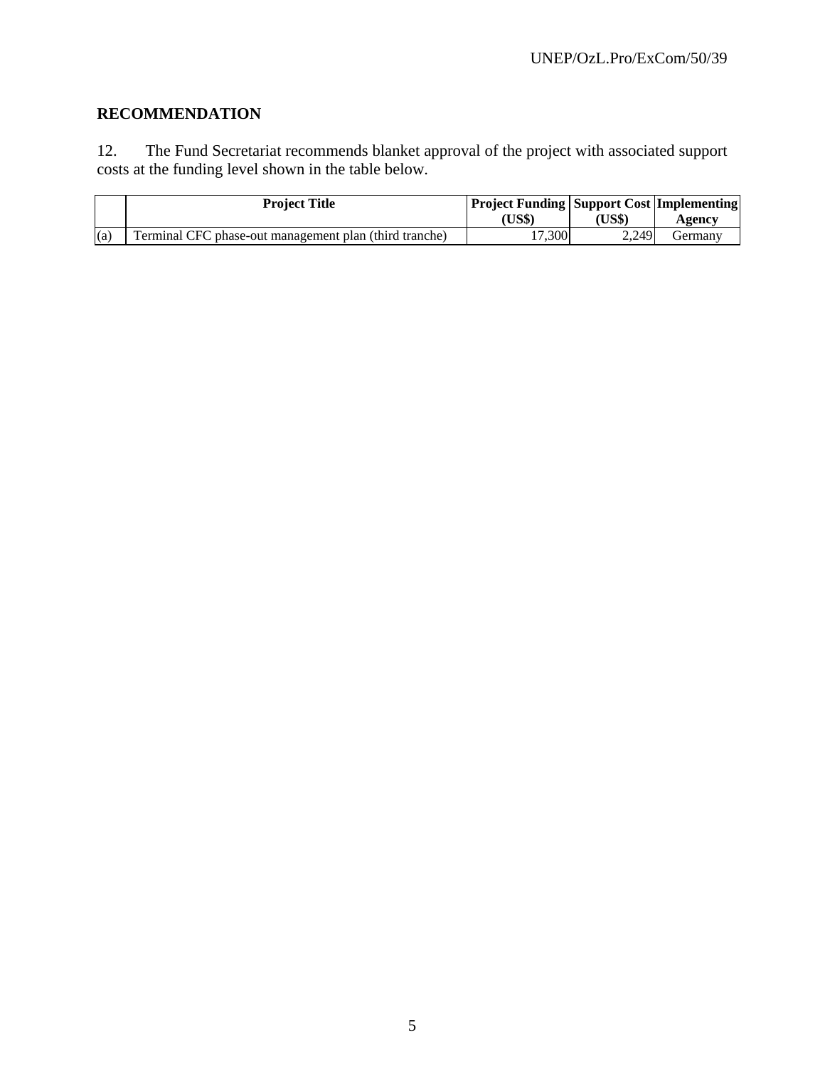## RECOMMENDATION

12. The Fund Secretariat recommends blanket approval of the project with associated support costs at the funding level shown in the table below.

| | Project Title | Project Funding (US$) | Support Cost (US$) | Implementing Agency |
|---|---|---|---|---|
| (a) | Terminal CFC phase-out management plan (third tranche) | 17,300 | 2,249 | Germany |